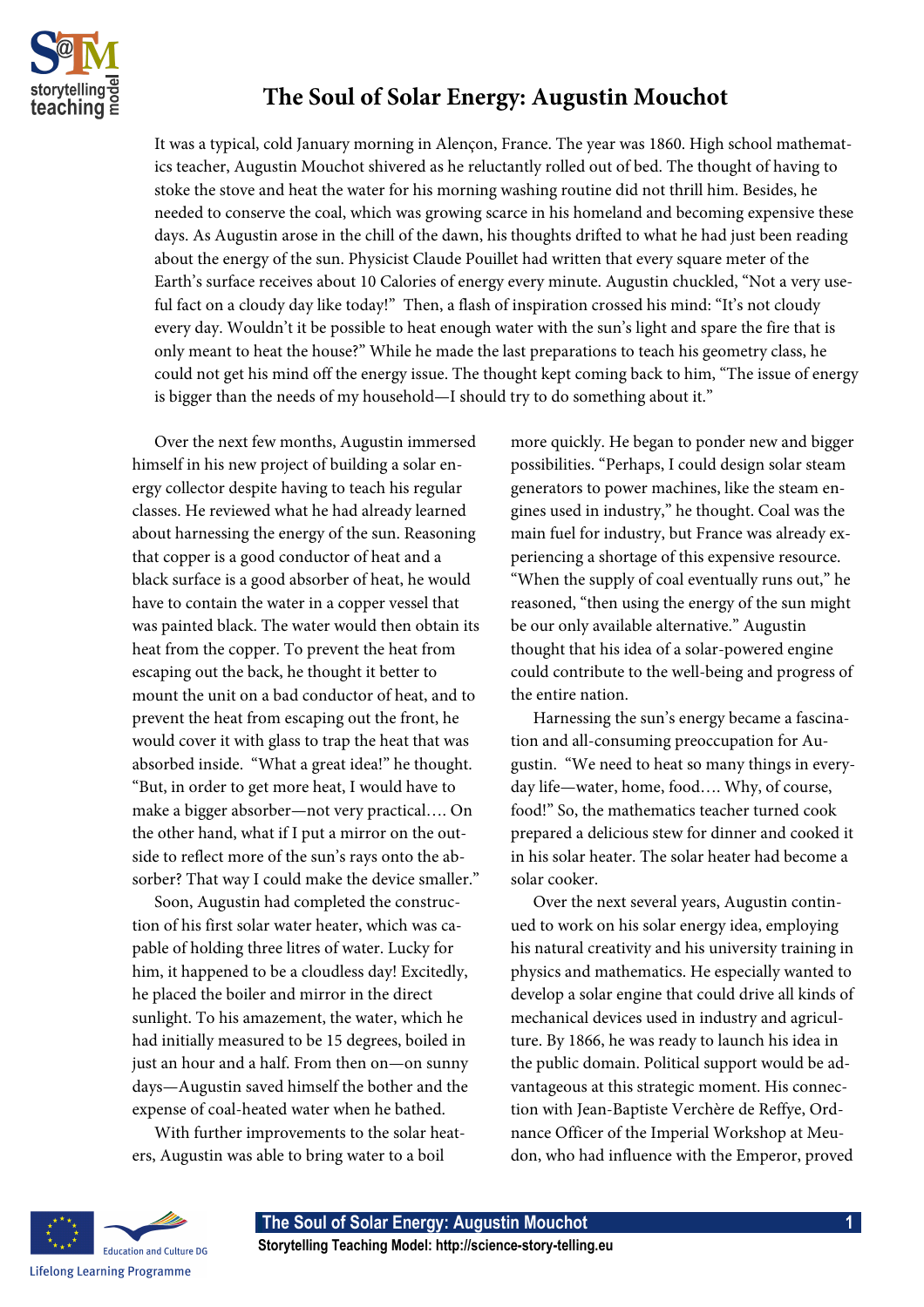# The Soul of Solar Energy: Augustin Mouchot

It was a typical, cold January morning in Alençon, France. The year was 1860. High school mathematics teacher, Augustin Mouchot shivered as he reluctantly rolled out of bed. The thought of having to stoke the stove and heat the water for his morning washing routine did not thrill him. Besides, he needed to conserve the coal, which was growing scarce in his homeland and becoming expensive these days. As Augustin arose in the chill of the dawn, his thoughts drifted to what he had just been reading about the energy of the sun. Physicist Claude Pouillet had written that every square meter of the Earth's surface receives about 10 Calories of energy every minute. Augustin chuckled, "Not a very useful fact on a cloudy day like today!" Then, a flash of inspiration crossed his mind: "It's not cloudy every day. Wouldn't it be possible to heat enough water with the sun's light and spare the fire that is only meant to heat the house?" While he made the last preparations to teach his geometry class, he could not get his mind off the energy issue. The thought kept coming back to him, "The issue of energy is bigger than the needs of my household—I should try to do something about it."

Over the next few months, Augustin immersed himself in his new project of building a solar energy collector despite having to teach his regular classes. He reviewed what he had already learned about harnessing the energy of the sun. Reasoning that copper is a good conductor of heat and a black surface is a good absorber of heat, he would have to contain the water in a copper vessel that was painted black. The water would then obtain its heat from the copper. To prevent the heat from escaping out the back, he thought it better to mount the unit on a bad conductor of heat, and to prevent the heat from escaping out the front, he would cover it with glass to trap the heat that was absorbed inside. "What a great idea!" he thought. "But, in order to get more heat, I would have to make a bigger absorber—not very practical…. On the other hand, what if I put a mirror on the outside to reflect more of the sun's rays onto the absorber? That way I could make the device smaller."

Soon, Augustin had completed the construction of his first solar water heater, which was capable of holding three litres of water. Lucky for him, it happened to be a cloudless day! Excitedly, he placed the boiler and mirror in the direct sunlight. To his amazement, the water, which he had initially measured to be 15 degrees, boiled in just an hour and a half. From then on—on sunny days—Augustin saved himself the bother and the expense of coal-heated water when he bathed.

With further improvements to the solar heaters, Augustin was able to bring water to a boil more quickly. He began to ponder new and bigger possibilities. "Perhaps, I could design solar steam generators to power machines, like the steam engines used in industry," he thought. Coal was the main fuel for industry, but France was already experiencing a shortage of this expensive resource. "When the supply of coal eventually runs out," he reasoned, "then using the energy of the sun might be our only available alternative." Augustin thought that his idea of a solar-powered engine could contribute to the well-being and progress of the entire nation.

Harnessing the sun's energy became a fascination and all-consuming preoccupation for Augustin. "We need to heat so many things in everyday life—water, home, food…. Why, of course, food!" So, the mathematics teacher turned cook prepared a delicious stew for dinner and cooked it in his solar heater. The solar heater had become a solar cooker.

Over the next several years, Augustin continued to work on his solar energy idea, employing his natural creativity and his university training in physics and mathematics. He especially wanted to develop a solar engine that could drive all kinds of mechanical devices used in industry and agriculture. By 1866, he was ready to launch his idea in the public domain. Political support would be advantageous at this strategic moment. His connection with Jean-Baptiste Verchère de Reffye, Ordnance Officer of the Imperial Workshop at Meudon, who had influence with the Emperor, proved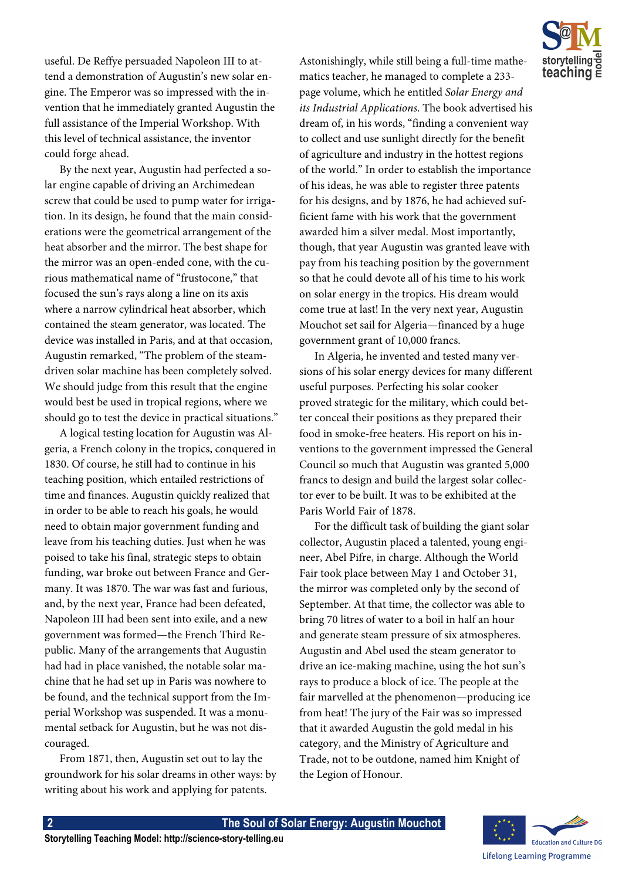useful. De Reffye persuaded Napoleon III to attend a demonstration of Augustin's new solar engine. The Emperor was so impressed with the invention that he immediately granted Augustin the full assistance of the Imperial Workshop. With this level of technical assistance, the inventor could forge ahead.

By the next year, Augustin had perfected a solar engine capable of driving an Archimedean screw that could be used to pump water for irrigation. In its design, he found that the main considerations were the geometrical arrangement of the heat absorber and the mirror. The best shape for the mirror was an open-ended cone, with the curious mathematical name of "frustocone," that focused the sun's rays along a line on its axis where a narrow cylindrical heat absorber, which contained the steam generator, was located. The device was installed in Paris, and at that occasion, Augustin remarked, "The problem of the steam-driven solar machine has been completely solved. We should judge from this result that the engine would best be used in tropical regions, where we should go to test the device in practical situations."

A logical testing location for Augustin was Algeria, a French colony in the tropics, conquered in 1830. Of course, he still had to continue in his teaching position, which entailed restrictions of time and finances. Augustin quickly realized that in order to be able to reach his goals, he would need to obtain major government funding and leave from his teaching duties. Just when he was poised to take his final, strategic steps to obtain funding, war broke out between France and Germany. It was 1870. The war was fast and furious, and, by the next year, France had been defeated, Napoleon III had been sent into exile, and a new government was formed—the French Third Republic. Many of the arrangements that Augustin had had in place vanished, the notable solar machine that he had set up in Paris was nowhere to be found, and the technical support from the Imperial Workshop was suspended. It was a monumental setback for Augustin, but he was not discouraged.

From 1871, then, Augustin set out to lay the groundwork for his solar dreams in other ways: by writing about his work and applying for patents. Astonishingly, while still being a full-time mathematics teacher, he managed to complete a 233-page volume, which he entitled *Solar Energy and its Industrial Applications*. The book advertised his dream of, in his words, "finding a convenient way to collect and use sunlight directly for the benefit of agriculture and industry in the hottest regions of the world." In order to establish the importance of his ideas, he was able to register three patents for his designs, and by 1876, he had achieved sufficient fame with his work that the government awarded him a silver medal. Most importantly, though, that year Augustin was granted leave with pay from his teaching position by the government so that he could devote all of his time to his work on solar energy in the tropics. His dream would come true at last! In the very next year, Augustin Mouchot set sail for Algeria—financed by a huge government grant of 10,000 francs.

In Algeria, he invented and tested many versions of his solar energy devices for many different useful purposes. Perfecting his solar cooker proved strategic for the military, which could better conceal their positions as they prepared their food in smoke-free heaters. His report on his inventions to the government impressed the General Council so much that Augustin was granted 5,000 francs to design and build the largest solar collector ever to be built. It was to be exhibited at the Paris World Fair of 1878.

For the difficult task of building the giant solar collector, Augustin placed a talented, young engineer, Abel Pifre, in charge. Although the World Fair took place between May 1 and October 31, the mirror was completed only by the second of September. At that time, the collector was able to bring 70 litres of water to a boil in half an hour and generate steam pressure of six atmospheres. Augustin and Abel used the steam generator to drive an ice-making machine, using the hot sun's rays to produce a block of ice. The people at the fair marvelled at the phenomenon—producing ice from heat! The jury of the Fair was so impressed that it awarded Augustin the gold medal in his category, and the Ministry of Agriculture and Trade, not to be outdone, named him Knight of the Legion of Honour.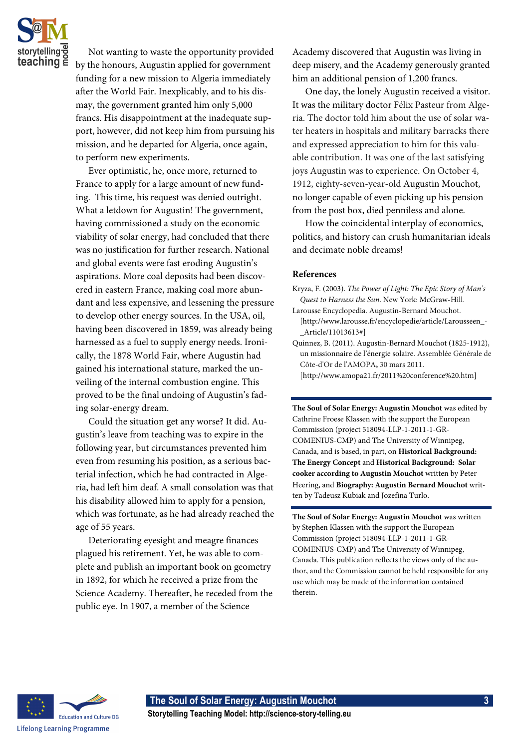Not wanting to waste the opportunity provided by the honours, Augustin applied for government funding for a new mission to Algeria immediately after the World Fair. Inexplicably, and to his dismay, the government granted him only 5,000 francs. His disappointment at the inadequate support, however, did not keep him from pursuing his mission, and he departed for Algeria, once again, to perform new experiments.

Ever optimistic, he, once more, returned to France to apply for a large amount of new funding. This time, his request was denied outright. What a letdown for Augustin! The government, having commissioned a study on the economic viability of solar energy, had concluded that there was no justification for further research. National and global events were fast eroding Augustin's aspirations. More coal deposits had been discovered in eastern France, making coal more abundant and less expensive, and lessening the pressure to develop other energy sources. In the USA, oil, having been discovered in 1859, was already being harnessed as a fuel to supply energy needs. Ironically, the 1878 World Fair, where Augustin had gained his international stature, marked the unveiling of the internal combustion engine. This proved to be the final undoing of Augustin's fading solar-energy dream.

Could the situation get any worse? It did. Augustin's leave from teaching was to expire in the following year, but circumstances prevented him even from resuming his position, as a serious bacterial infection, which he had contracted in Algeria, had left him deaf. A small consolation was that his disability allowed him to apply for a pension, which was fortunate, as he had already reached the age of 55 years.

Deteriorating eyesight and meagre finances plagued his retirement. Yet, he was able to complete and publish an important book on geometry in 1892, for which he received a prize from the Science Academy. Thereafter, he receded from the public eye. In 1907, a member of the Science Academy discovered that Augustin was living in deep misery, and the Academy generously granted him an additional pension of 1,200 francs.

One day, the lonely Augustin received a visitor. It was the military doctor Félix Pasteur from Algeria. The doctor told him about the use of solar water heaters in hospitals and military barracks there and expressed appreciation to him for this valuable contribution. It was one of the last satisfying joys Augustin was to experience. On October 4, 1912, eighty-seven-year-old Augustin Mouchot, no longer capable of even picking up his pension from the post box, died penniless and alone.

How the coincidental interplay of economics, politics, and history can crush humanitarian ideals and decimate noble dreams!

## References

Kryza, F. (2003). *The Power of Light: The Epic Story of Man's Quest to Harness the Sun*. New York: McGraw-Hill.

Larousse Encyclopedia. Augustin-Bernard Mouchot. [http://www.larousse.fr/encyclopedie/article/Larousseen_-_Article/11013613#]

Quinnez, B. (2011). Augustin-Bernard Mouchot (1825-1912), un missionnaire de l'énergie solaire. Assemblée Générale de Côte-d'Or de l'AMOPA, 30 mars 2011. [http://www.amopa21.fr/2011%20conference%20.htm]

---

**The Soul of Solar Energy: Augustin Mouchot** was edited by Cathrine Froese Klassen with the support the European Commission (project 518094-LLP-1-2011-1-GR-COMENIUS-CMP) and The University of Winnipeg, Canada, and is based, in part, on **Historical Background: The Energy Concept** and **Historical Background: Solar cooker according to Augustin Mouchot** written by Peter Heering, and **Biography: Augustin Bernard Mouchot** written by Tadeusz Kubiak and Jozefina Turlo.

---

**The Soul of Solar Energy: Augustin Mouchot** was written by Stephen Klassen with the support the European Commission (project 518094-LLP-1-2011-1-GR-COMENIUS-CMP) and The University of Winnipeg, Canada. This publication reflects the views only of the author, and the Commission cannot be held responsible for any use which may be made of the information contained therein.